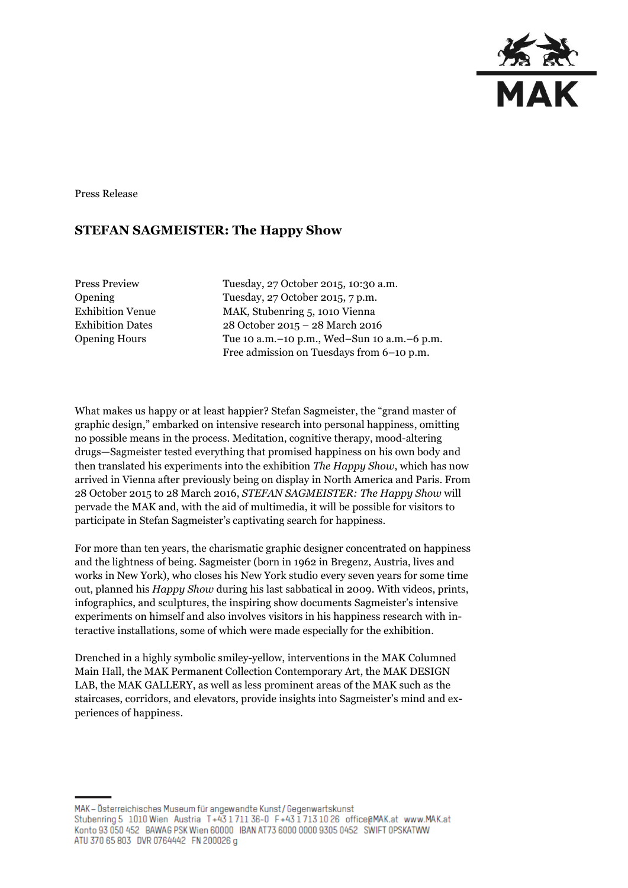Press Release

# STEFAN SAGMEISTER: The Happy Show

| | |
|---|---|
| Press Preview | Tuesday, 27 October 2015, 10:30 a.m. |
| Opening | Tuesday, 27 October 2015, 7 p.m. |
| Exhibition Venue | MAK, Stubenring 5, 1010 Vienna |
| Exhibition Dates | 28 October 2015 – 28 March 2016 |
| Opening Hours | Tue 10 a.m.–10 p.m., Wed–Sun 10 a.m.–6 p.m.<br>Free admission on Tuesdays from 6–10 p.m. |

What makes us happy or at least happier? Stefan Sagmeister, the "grand master of graphic design," embarked on intensive research into personal happiness, omitting no possible means in the process. Meditation, cognitive therapy, mood-altering drugs—Sagmeister tested everything that promised happiness on his own body and then translated his experiments into the exhibition *The Happy Show*, which has now arrived in Vienna after previously being on display in North America and Paris. From 28 October 2015 to 28 March 2016, *STEFAN SAGMEISTER: The Happy Show* will pervade the MAK and, with the aid of multimedia, it will be possible for visitors to participate in Stefan Sagmeister's captivating search for happiness.

For more than ten years, the charismatic graphic designer concentrated on happiness and the lightness of being. Sagmeister (born in 1962 in Bregenz, Austria, lives and works in New York), who closes his New York studio every seven years for some time out, planned his *Happy Show* during his last sabbatical in 2009. With videos, prints, infographics, and sculptures, the inspiring show documents Sagmeister's intensive experiments on himself and also involves visitors in his happiness research with interactive installations, some of which were made especially for the exhibition.

Drenched in a highly symbolic smiley-yellow, interventions in the MAK Columned Main Hall, the MAK Permanent Collection Contemporary Art, the MAK DESIGN LAB, the MAK GALLERY, as well as less prominent areas of the MAK such as the staircases, corridors, and elevators, provide insights into Sagmeister's mind and experiences of happiness.

MAK – Österreichisches Museum für angewandte Kunst / Gegenwartskunst
Stubenring 5 1010 Wien Austria T +43 1 711 36-0 F +43 1 713 10 26 office@MAK.at www.MAK.at
Konto 93 050 452 BAWAG PSK Wien 60000 IBAN AT73 6000 0000 9305 0452 SWIFT OPSKATWW
ATU 370 65 803 DVR 0764442 FN 200026 g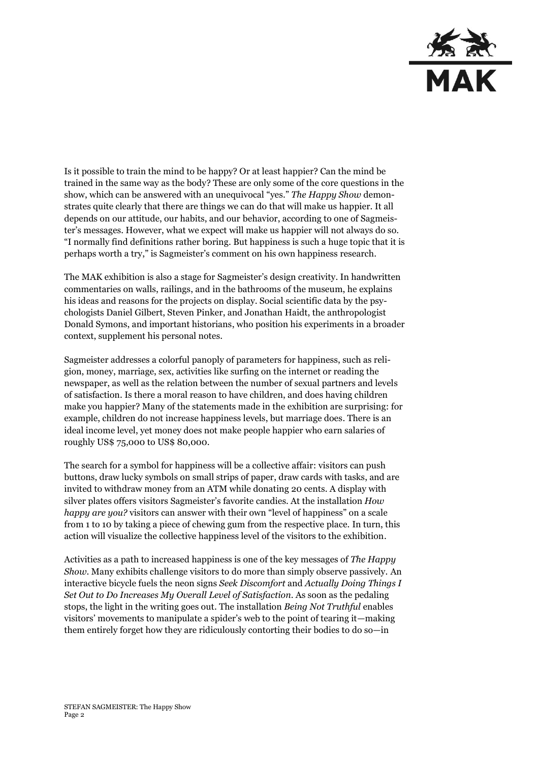Is it possible to train the mind to be happy? Or at least happier? Can the mind be trained in the same way as the body? These are only some of the core questions in the show, which can be answered with an unequivocal "yes." *The Happy Show* demonstrates quite clearly that there are things we can do that will make us happier. It all depends on our attitude, our habits, and our behavior, according to one of Sagmeister's messages. However, what we expect will make us happier will not always do so. "I normally find definitions rather boring. But happiness is such a huge topic that it is perhaps worth a try," is Sagmeister's comment on his own happiness research.

The MAK exhibition is also a stage for Sagmeister's design creativity. In handwritten commentaries on walls, railings, and in the bathrooms of the museum, he explains his ideas and reasons for the projects on display. Social scientific data by the psychologists Daniel Gilbert, Steven Pinker, and Jonathan Haidt, the anthropologist Donald Symons, and important historians, who position his experiments in a broader context, supplement his personal notes.

Sagmeister addresses a colorful panoply of parameters for happiness, such as religion, money, marriage, sex, activities like surfing on the internet or reading the newspaper, as well as the relation between the number of sexual partners and levels of satisfaction. Is there a moral reason to have children, and does having children make you happier? Many of the statements made in the exhibition are surprising: for example, children do not increase happiness levels, but marriage does. There is an ideal income level, yet money does not make people happier who earn salaries of roughly US$ 75,000 to US$ 80,000.

The search for a symbol for happiness will be a collective affair: visitors can push buttons, draw lucky symbols on small strips of paper, draw cards with tasks, and are invited to withdraw money from an ATM while donating 20 cents. A display with silver plates offers visitors Sagmeister's favorite candies. At the installation *How happy are you?* visitors can answer with their own "level of happiness" on a scale from 1 to 10 by taking a piece of chewing gum from the respective place. In turn, this action will visualize the collective happiness level of the visitors to the exhibition.

Activities as a path to increased happiness is one of the key messages of *The Happy Show*. Many exhibits challenge visitors to do more than simply observe passively. An interactive bicycle fuels the neon signs *Seek Discomfort* and *Actually Doing Things I Set Out to Do Increases My Overall Level of Satisfaction*. As soon as the pedaling stops, the light in the writing goes out. The installation *Being Not Truthful* enables visitors' movements to manipulate a spider's web to the point of tearing it—making them entirely forget how they are ridiculously contorting their bodies to do so—in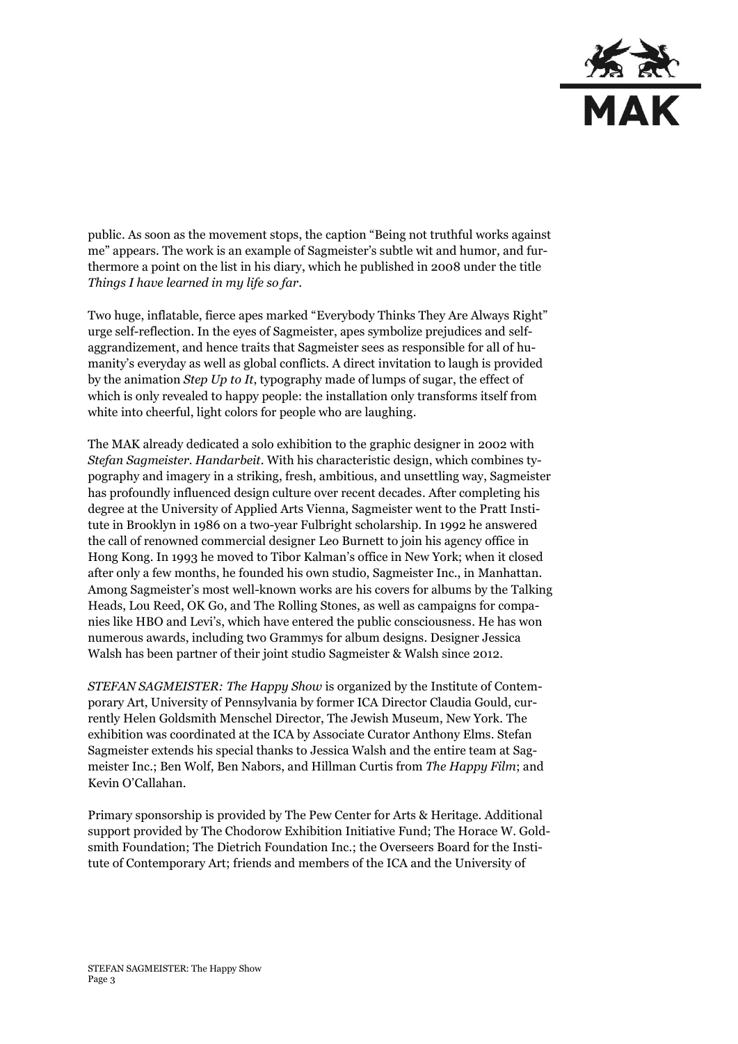public. As soon as the movement stops, the caption "Being not truthful works against me" appears. The work is an example of Sagmeister's subtle wit and humor, and furthermore a point on the list in his diary, which he published in 2008 under the title *Things I have learned in my life so far*.

Two huge, inflatable, fierce apes marked "Everybody Thinks They Are Always Right" urge self-reflection. In the eyes of Sagmeister, apes symbolize prejudices and self-aggrandizement, and hence traits that Sagmeister sees as responsible for all of humanity's everyday as well as global conflicts. A direct invitation to laugh is provided by the animation *Step Up to It*, typography made of lumps of sugar, the effect of which is only revealed to happy people: the installation only transforms itself from white into cheerful, light colors for people who are laughing.

The MAK already dedicated a solo exhibition to the graphic designer in 2002 with *Stefan Sagmeister. Handarbeit*. With his characteristic design, which combines typography and imagery in a striking, fresh, ambitious, and unsettling way, Sagmeister has profoundly influenced design culture over recent decades. After completing his degree at the University of Applied Arts Vienna, Sagmeister went to the Pratt Institute in Brooklyn in 1986 on a two-year Fulbright scholarship. In 1992 he answered the call of renowned commercial designer Leo Burnett to join his agency office in Hong Kong. In 1993 he moved to Tibor Kalman's office in New York; when it closed after only a few months, he founded his own studio, Sagmeister Inc., in Manhattan. Among Sagmeister's most well-known works are his covers for albums by the Talking Heads, Lou Reed, OK Go, and The Rolling Stones, as well as campaigns for companies like HBO and Levi's, which have entered the public consciousness. He has won numerous awards, including two Grammys for album designs. Designer Jessica Walsh has been partner of their joint studio Sagmeister & Walsh since 2012.

*STEFAN SAGMEISTER: The Happy Show* is organized by the Institute of Contemporary Art, University of Pennsylvania by former ICA Director Claudia Gould, currently Helen Goldsmith Menschel Director, The Jewish Museum, New York. The exhibition was coordinated at the ICA by Associate Curator Anthony Elms. Stefan Sagmeister extends his special thanks to Jessica Walsh and the entire team at Sagmeister Inc.; Ben Wolf, Ben Nabors, and Hillman Curtis from *The Happy Film*; and Kevin O'Callahan.

Primary sponsorship is provided by The Pew Center for Arts & Heritage. Additional support provided by The Chodorow Exhibition Initiative Fund; The Horace W. Goldsmith Foundation; The Dietrich Foundation Inc.; the Overseers Board for the Institute of Contemporary Art; friends and members of the ICA and the University of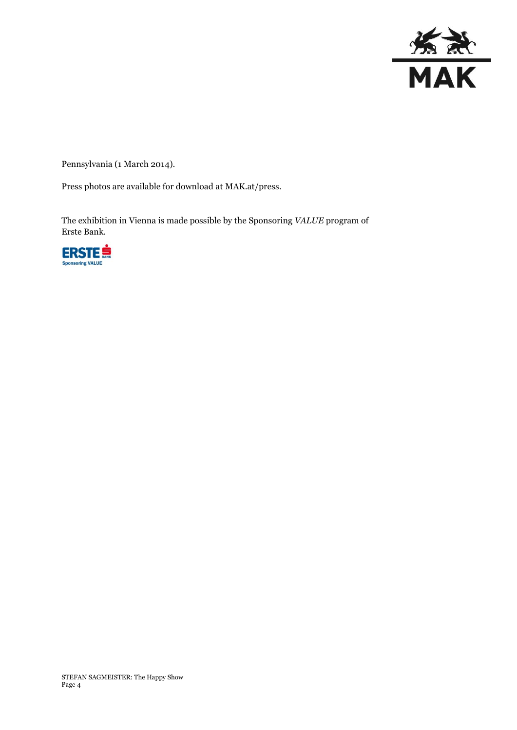Pennsylvania (1 March 2014).

Press photos are available for download at MAK.at/press.

The exhibition in Vienna is made possible by the Sponsoring *VALUE* program of Erste Bank.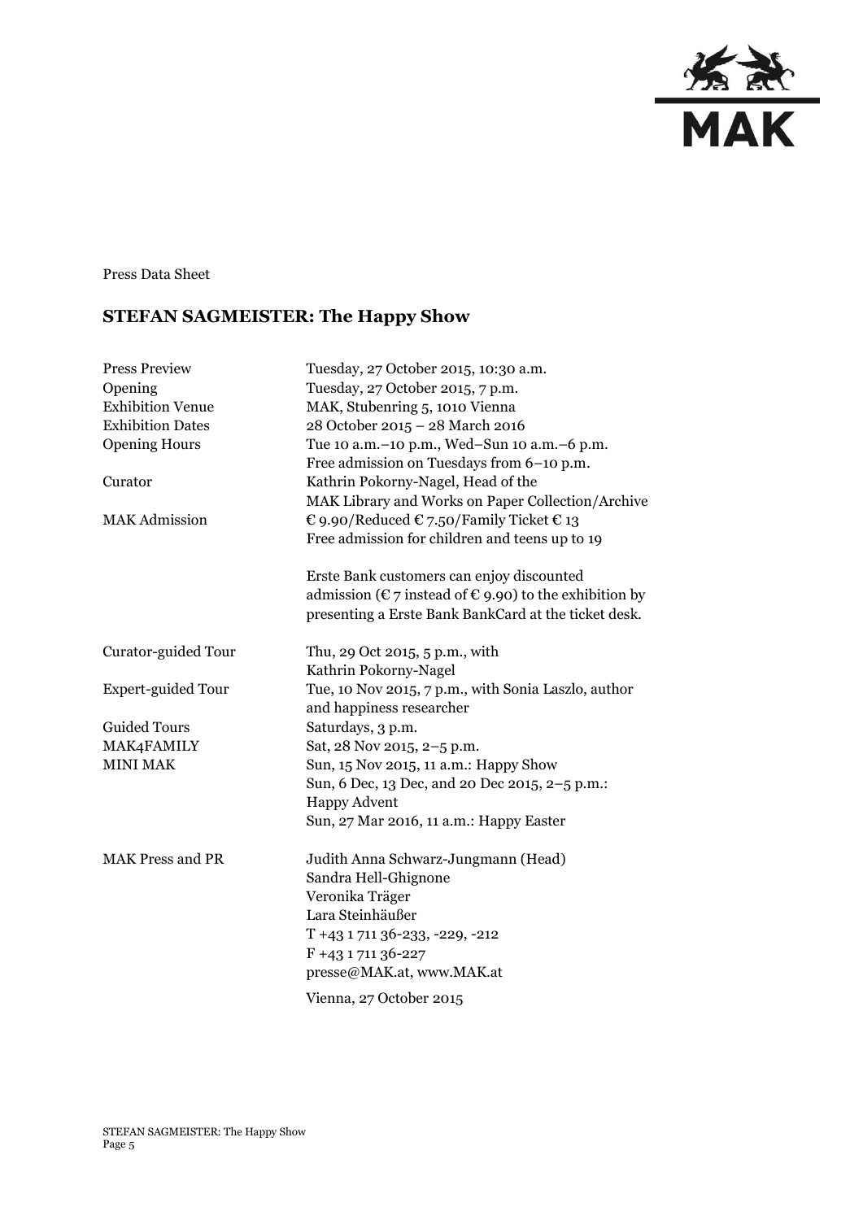Press Data Sheet

## STEFAN SAGMEISTER: The Happy Show

| | |
|---|---|
| Press Preview | Tuesday, 27 October 2015, 10:30 a.m. |
| Opening | Tuesday, 27 October 2015, 7 p.m. |
| Exhibition Venue | MAK, Stubenring 5, 1010 Vienna |
| Exhibition Dates | 28 October 2015 – 28 March 2016 |
| Opening Hours | Tue 10 a.m.–10 p.m., Wed–Sun 10 a.m.–6 p.m.<br>Free admission on Tuesdays from 6–10 p.m. |
| Curator | Kathrin Pokorny-Nagel, Head of the<br>MAK Library and Works on Paper Collection/Archive |
| MAK Admission | € 9.90/Reduced € 7.50/Family Ticket € 13<br>Free admission for children and teens up to 19<br><br>Erste Bank customers can enjoy discounted admission (€ 7 instead of € 9.90) to the exhibition by presenting a Erste Bank BankCard at the ticket desk. |
| Curator-guided Tour | Thu, 29 Oct 2015, 5 p.m., with<br>Kathrin Pokorny-Nagel |
| Expert-guided Tour | Tue, 10 Nov 2015, 7 p.m., with Sonia Laszlo, author and happiness researcher |
| Guided Tours | Saturdays, 3 p.m. |
| MAK4FAMILY | Sat, 28 Nov 2015, 2–5 p.m. |
| MINI MAK | Sun, 15 Nov 2015, 11 a.m.: Happy Show<br>Sun, 6 Dec, 13 Dec, and 20 Dec 2015, 2–5 p.m.: Happy Advent<br>Sun, 27 Mar 2016, 11 a.m.: Happy Easter |
| MAK Press and PR | Judith Anna Schwarz-Jungmann (Head)<br>Sandra Hell-Ghignone<br>Veronika Träger<br>Lara Steinhäußer<br>T +43 1 711 36-233, -229, -212<br>F +43 1 711 36-227<br>presse@MAK.at, www.MAK.at |

Vienna, 27 October 2015